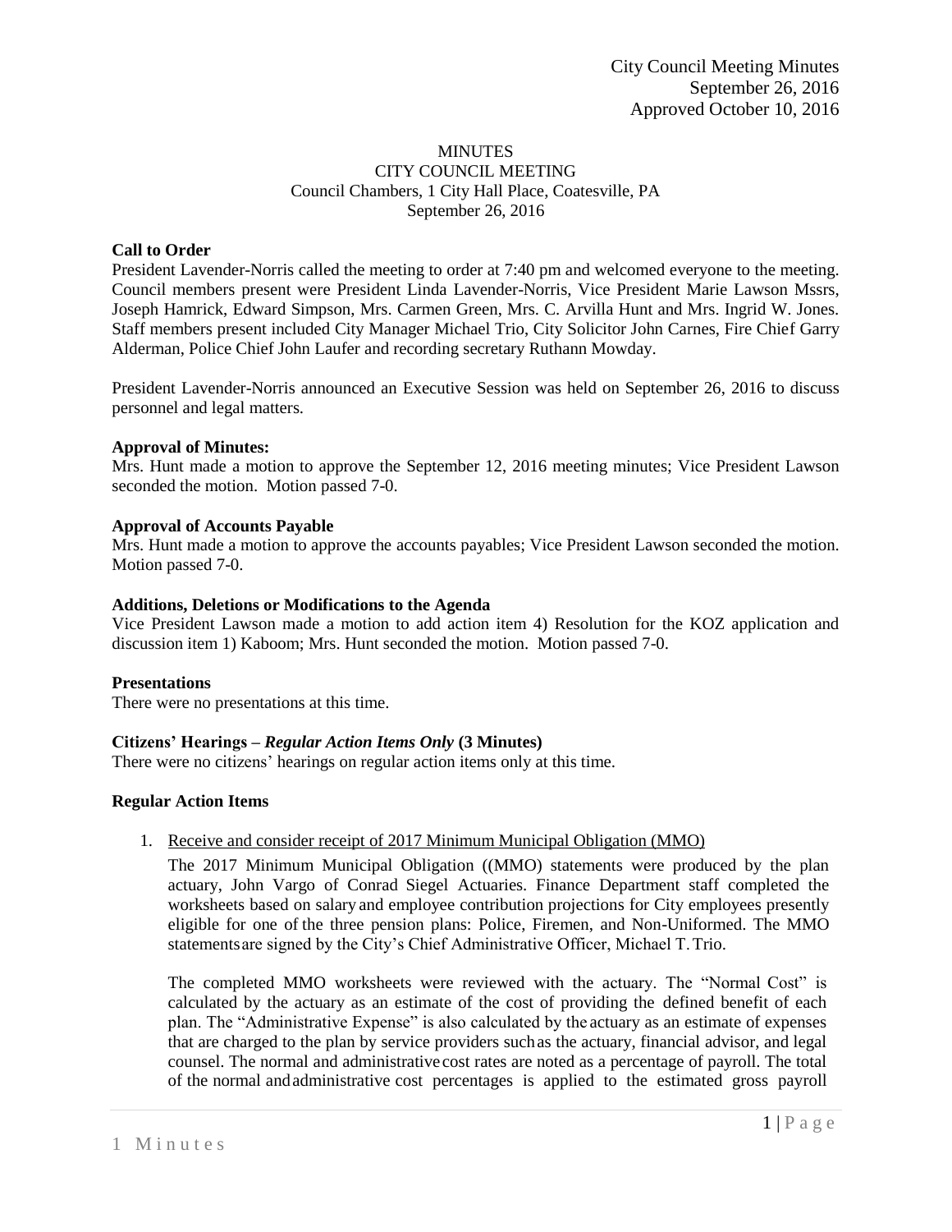City Council Meeting Minutes
September 26, 2016
Approved October 10, 2016

# MINUTES
## CITY COUNCIL MEETING
Council Chambers, 1 City Hall Place, Coatesville, PA
September 26, 2016

**Call to Order**

President Lavender-Norris called the meeting to order at 7:40 pm and welcomed everyone to the meeting. Council members present were President Linda Lavender-Norris, Vice President Marie Lawson Mssrs, Joseph Hamrick, Edward Simpson, Mrs. Carmen Green, Mrs. C. Arvilla Hunt and Mrs. Ingrid W. Jones. Staff members present included City Manager Michael Trio, City Solicitor John Carnes, Fire Chief Garry Alderman, Police Chief John Laufer and recording secretary Ruthann Mowday.

President Lavender-Norris announced an Executive Session was held on September 26, 2016 to discuss personnel and legal matters.

**Approval of Minutes:**

Mrs. Hunt made a motion to approve the September 12, 2016 meeting minutes; Vice President Lawson seconded the motion. Motion passed 7-0.

**Approval of Accounts Payable**

Mrs. Hunt made a motion to approve the accounts payables; Vice President Lawson seconded the motion. Motion passed 7-0.

**Additions, Deletions or Modifications to the Agenda**

Vice President Lawson made a motion to add action item 4) Resolution for the KOZ application and discussion item 1) Kaboom; Mrs. Hunt seconded the motion. Motion passed 7-0.

**Presentations**

There were no presentations at this time.

**Citizens' Hearings –** ***Regular Action Items Only*** **(3 Minutes)**

There were no citizens' hearings on regular action items only at this time.

**Regular Action Items**

1. Receive and consider receipt of 2017 Minimum Municipal Obligation (MMO)

   The 2017 Minimum Municipal Obligation ((MMO) statements were produced by the plan actuary, John Vargo of Conrad Siegel Actuaries. Finance Department staff completed the worksheets based on salary and employee contribution projections for City employees presently eligible for one of the three pension plans: Police, Firemen, and Non-Uniformed. The MMO statements are signed by the City's Chief Administrative Officer, Michael T. Trio.

   The completed MMO worksheets were reviewed with the actuary. The "Normal Cost" is calculated by the actuary as an estimate of the cost of providing the defined benefit of each plan. The "Administrative Expense" is also calculated by the actuary as an estimate of expenses that are charged to the plan by service providers such as the actuary, financial advisor, and legal counsel. The normal and administrative cost rates are noted as a percentage of payroll. The total of the normal and administrative cost percentages is applied to the estimated gross payroll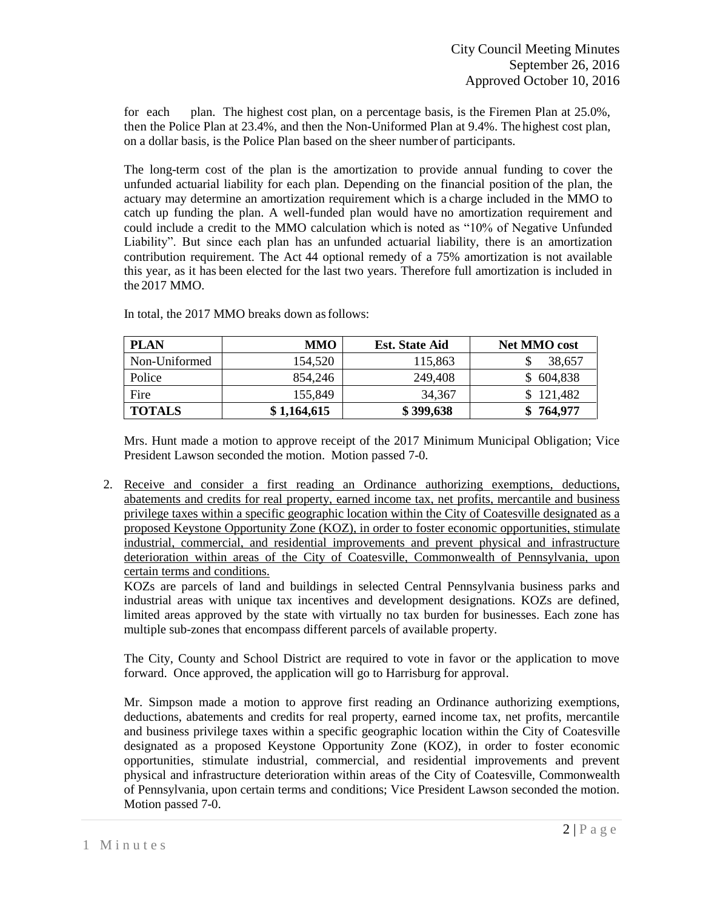for each plan. The highest cost plan, on a percentage basis, is the Firemen Plan at 25.0%, then the Police Plan at 23.4%, and then the Non-Uniformed Plan at 9.4%. The highest cost plan, on a dollar basis, is the Police Plan based on the sheer number of participants.

The long-term cost of the plan is the amortization to provide annual funding to cover the unfunded actuarial liability for each plan. Depending on the financial position of the plan, the actuary may determine an amortization requirement which is a charge included in the MMO to catch up funding the plan. A well-funded plan would have no amortization requirement and could include a credit to the MMO calculation which is noted as "10% of Negative Unfunded Liability". But since each plan has an unfunded actuarial liability, there is an amortization contribution requirement. The Act 44 optional remedy of a 75% amortization is not available this year, as it has been elected for the last two years. Therefore full amortization is included in the 2017 MMO.

In total, the 2017 MMO breaks down as follows:

| PLAN | MMO | Est. State Aid | Net MMO cost |
|---|---|---|---|
| Non-Uniformed | 154,520 | 115,863 | $ 38,657 |
| Police | 854,246 | 249,408 | $ 604,838 |
| Fire | 155,849 | 34,367 | $ 121,482 |
| **TOTALS** | **$ 1,164,615** | **$ 399,638** | **$ 764,977** |

Mrs. Hunt made a motion to approve receipt of the 2017 Minimum Municipal Obligation; Vice President Lawson seconded the motion. Motion passed 7-0.

2. Receive and consider a first reading an Ordinance authorizing exemptions, deductions, abatements and credits for real property, earned income tax, net profits, mercantile and business privilege taxes within a specific geographic location within the City of Coatesville designated as a proposed Keystone Opportunity Zone (KOZ), in order to foster economic opportunities, stimulate industrial, commercial, and residential improvements and prevent physical and infrastructure deterioration within areas of the City of Coatesville, Commonwealth of Pennsylvania, upon certain terms and conditions.

   KOZs are parcels of land and buildings in selected Central Pennsylvania business parks and industrial areas with unique tax incentives and development designations. KOZs are defined, limited areas approved by the state with virtually no tax burden for businesses. Each zone has multiple sub-zones that encompass different parcels of available property.

   The City, County and School District are required to vote in favor or the application to move forward. Once approved, the application will go to Harrisburg for approval.

   Mr. Simpson made a motion to approve first reading an Ordinance authorizing exemptions, deductions, abatements and credits for real property, earned income tax, net profits, mercantile and business privilege taxes within a specific geographic location within the City of Coatesville designated as a proposed Keystone Opportunity Zone (KOZ), in order to foster economic opportunities, stimulate industrial, commercial, and residential improvements and prevent physical and infrastructure deterioration within areas of the City of Coatesville, Commonwealth of Pennsylvania, upon certain terms and conditions; Vice President Lawson seconded the motion. Motion passed 7-0.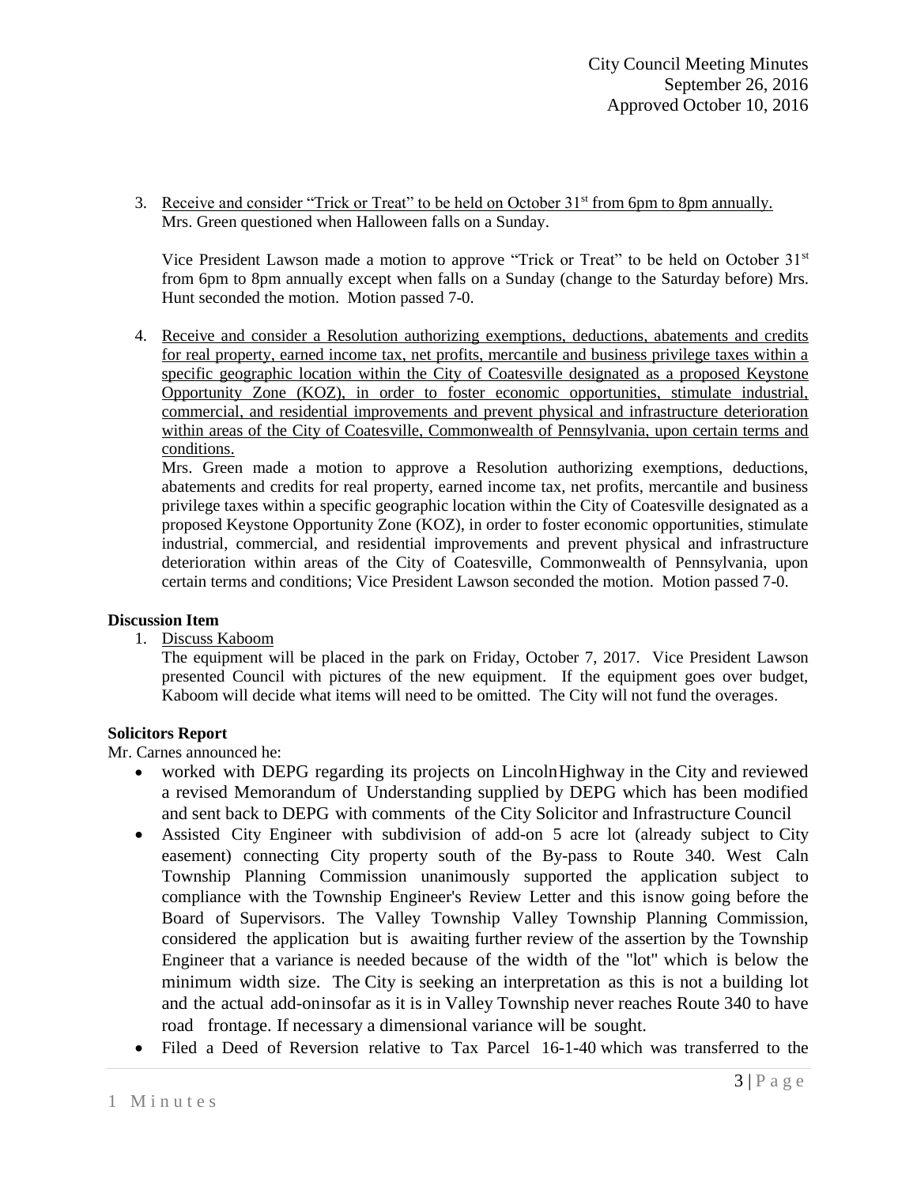3. Receive and consider "Trick or Treat" to be held on October 31st from 6pm to 8pm annually.
   Mrs. Green questioned when Halloween falls on a Sunday.

   Vice President Lawson made a motion to approve "Trick or Treat" to be held on October 31st from 6pm to 8pm annually except when falls on a Sunday (change to the Saturday before) Mrs. Hunt seconded the motion. Motion passed 7-0.

4. Receive and consider a Resolution authorizing exemptions, deductions, abatements and credits for real property, earned income tax, net profits, mercantile and business privilege taxes within a specific geographic location within the City of Coatesville designated as a proposed Keystone Opportunity Zone (KOZ), in order to foster economic opportunities, stimulate industrial, commercial, and residential improvements and prevent physical and infrastructure deterioration within areas of the City of Coatesville, Commonwealth of Pennsylvania, upon certain terms and conditions.
   Mrs. Green made a motion to approve a Resolution authorizing exemptions, deductions, abatements and credits for real property, earned income tax, net profits, mercantile and business privilege taxes within a specific geographic location within the City of Coatesville designated as a proposed Keystone Opportunity Zone (KOZ), in order to foster economic opportunities, stimulate industrial, commercial, and residential improvements and prevent physical and infrastructure deterioration within areas of the City of Coatesville, Commonwealth of Pennsylvania, upon certain terms and conditions; Vice President Lawson seconded the motion. Motion passed 7-0.

**Discussion Item**

1. Discuss Kaboom
   The equipment will be placed in the park on Friday, October 7, 2017. Vice President Lawson presented Council with pictures of the new equipment. If the equipment goes over budget, Kaboom will decide what items will need to be omitted. The City will not fund the overages.

**Solicitors Report**

Mr. Carnes announced he:

- worked with DEPG regarding its projects on LincolnHighway in the City and reviewed a revised Memorandum of Understanding supplied by DEPG which has been modified and sent back to DEPG with comments of the City Solicitor and Infrastructure Council
- Assisted City Engineer with subdivision of add-on 5 acre lot (already subject to City easement) connecting City property south of the By-pass to Route 340. West Caln Township Planning Commission unanimously supported the application subject to compliance with the Township Engineer's Review Letter and this isnow going before the Board of Supervisors. The Valley Township Valley Township Planning Commission, considered the application but is awaiting further review of the assertion by the Township Engineer that a variance is needed because of the width of the "lot" which is below the minimum width size. The City is seeking an interpretation as this is not a building lot and the actual add-oninsofar as it is in Valley Township never reaches Route 340 to have road frontage. If necessary a dimensional variance will be sought.
- Filed a Deed of Reversion relative to Tax Parcel 16-1-40 which was transferred to the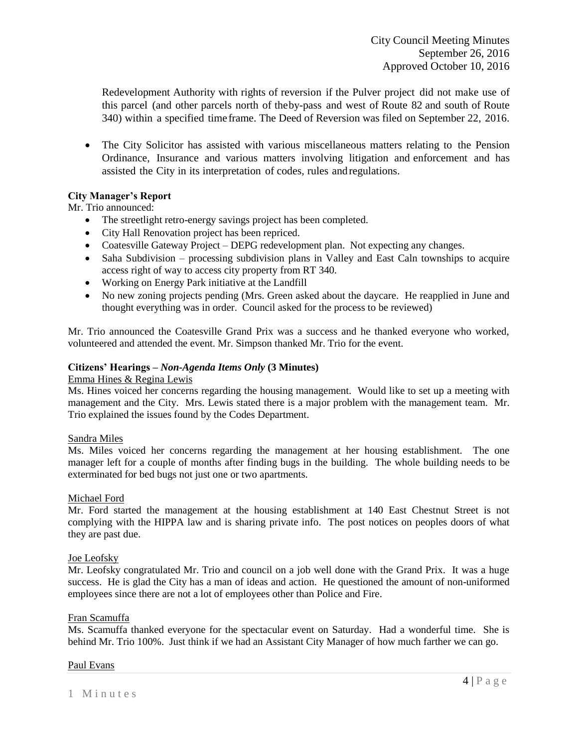Redevelopment Authority with rights of reversion if the Pulver project did not make use of this parcel (and other parcels north of theby-pass and west of Route 82 and south of Route 340) within a specified timeframe. The Deed of Reversion was filed on September 22, 2016.

- The City Solicitor has assisted with various miscellaneous matters relating to the Pension Ordinance, Insurance and various matters involving litigation and enforcement and has assisted the City in its interpretation of codes, rules andregulations.

**City Manager's Report**

Mr. Trio announced:

- The streetlight retro-energy savings project has been completed.
- City Hall Renovation project has been repriced.
- Coatesville Gateway Project – DEPG redevelopment plan. Not expecting any changes.
- Saha Subdivision – processing subdivision plans in Valley and East Caln townships to acquire access right of way to access city property from RT 340.
- Working on Energy Park initiative at the Landfill
- No new zoning projects pending (Mrs. Green asked about the daycare. He reapplied in June and thought everything was in order. Council asked for the process to be reviewed)

Mr. Trio announced the Coatesville Grand Prix was a success and he thanked everyone who worked, volunteered and attended the event. Mr. Simpson thanked Mr. Trio for the event.

**Citizens' Hearings –** ***Non-Agenda Items Only*** **(3 Minutes)**

Emma Hines & Regina Lewis

Ms. Hines voiced her concerns regarding the housing management. Would like to set up a meeting with management and the City. Mrs. Lewis stated there is a major problem with the management team. Mr. Trio explained the issues found by the Codes Department.

Sandra Miles

Ms. Miles voiced her concerns regarding the management at her housing establishment. The one manager left for a couple of months after finding bugs in the building. The whole building needs to be exterminated for bed bugs not just one or two apartments.

Michael Ford

Mr. Ford started the management at the housing establishment at 140 East Chestnut Street is not complying with the HIPPA law and is sharing private info. The post notices on peoples doors of what they are past due.

Joe Leofsky

Mr. Leofsky congratulated Mr. Trio and council on a job well done with the Grand Prix. It was a huge success. He is glad the City has a man of ideas and action. He questioned the amount of non-uniformed employees since there are not a lot of employees other than Police and Fire.

Fran Scamuffa

Ms. Scamuffa thanked everyone for the spectacular event on Saturday. Had a wonderful time. She is behind Mr. Trio 100%. Just think if we had an Assistant City Manager of how much farther we can go.

Paul Evans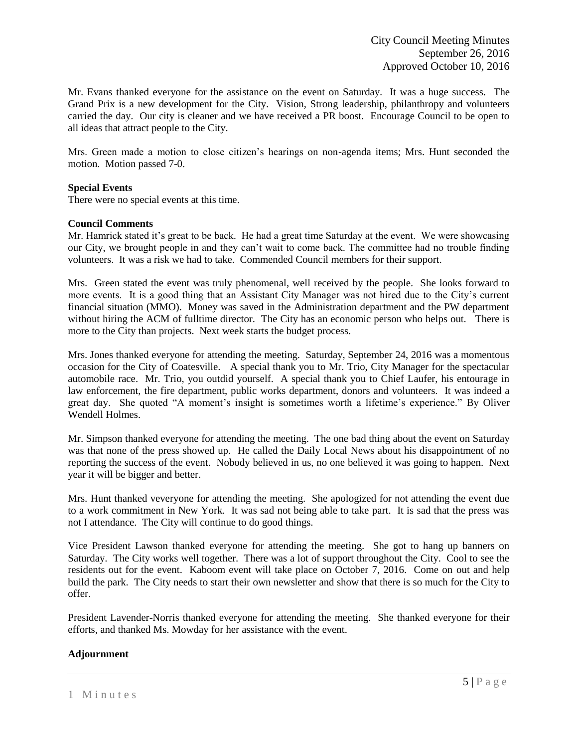Mr. Evans thanked everyone for the assistance on the event on Saturday. It was a huge success. The Grand Prix is a new development for the City. Vision, Strong leadership, philanthropy and volunteers carried the day. Our city is cleaner and we have received a PR boost. Encourage Council to be open to all ideas that attract people to the City.

Mrs. Green made a motion to close citizen's hearings on non-agenda items; Mrs. Hunt seconded the motion. Motion passed 7-0.

**Special Events**

There were no special events at this time.

**Council Comments**

Mr. Hamrick stated it's great to be back. He had a great time Saturday at the event. We were showcasing our City, we brought people in and they can't wait to come back. The committee had no trouble finding volunteers. It was a risk we had to take. Commended Council members for their support.

Mrs. Green stated the event was truly phenomenal, well received by the people. She looks forward to more events. It is a good thing that an Assistant City Manager was not hired due to the City's current financial situation (MMO). Money was saved in the Administration department and the PW department without hiring the ACM of fulltime director. The City has an economic person who helps out. There is more to the City than projects. Next week starts the budget process.

Mrs. Jones thanked everyone for attending the meeting. Saturday, September 24, 2016 was a momentous occasion for the City of Coatesville. A special thank you to Mr. Trio, City Manager for the spectacular automobile race. Mr. Trio, you outdid yourself. A special thank you to Chief Laufer, his entourage in law enforcement, the fire department, public works department, donors and volunteers. It was indeed a great day. She quoted "A moment's insight is sometimes worth a lifetime's experience." By Oliver Wendell Holmes.

Mr. Simpson thanked everyone for attending the meeting. The one bad thing about the event on Saturday was that none of the press showed up. He called the Daily Local News about his disappointment of no reporting the success of the event. Nobody believed in us, no one believed it was going to happen. Next year it will be bigger and better.

Mrs. Hunt thanked veveryone for attending the meeting. She apologized for not attending the event due to a work commitment in New York. It was sad not being able to take part. It is sad that the press was not I attendance. The City will continue to do good things.

Vice President Lawson thanked everyone for attending the meeting. She got to hang up banners on Saturday. The City works well together. There was a lot of support throughout the City. Cool to see the residents out for the event. Kaboom event will take place on October 7, 2016. Come on out and help build the park. The City needs to start their own newsletter and show that there is so much for the City to offer.

President Lavender-Norris thanked everyone for attending the meeting. She thanked everyone for their efforts, and thanked Ms. Mowday for her assistance with the event.

**Adjournment**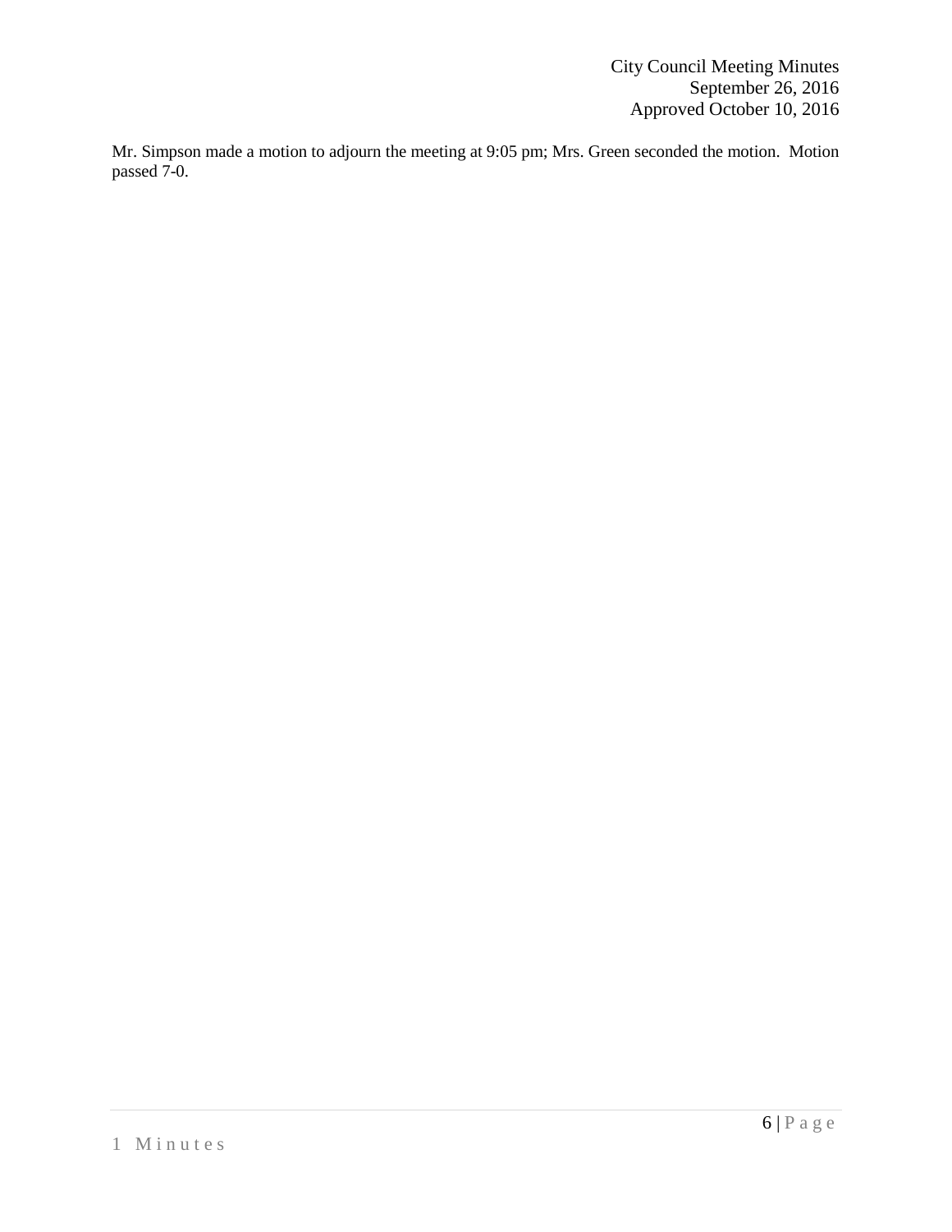Mr. Simpson made a motion to adjourn the meeting at 9:05 pm; Mrs. Green seconded the motion. Motion passed 7-0.